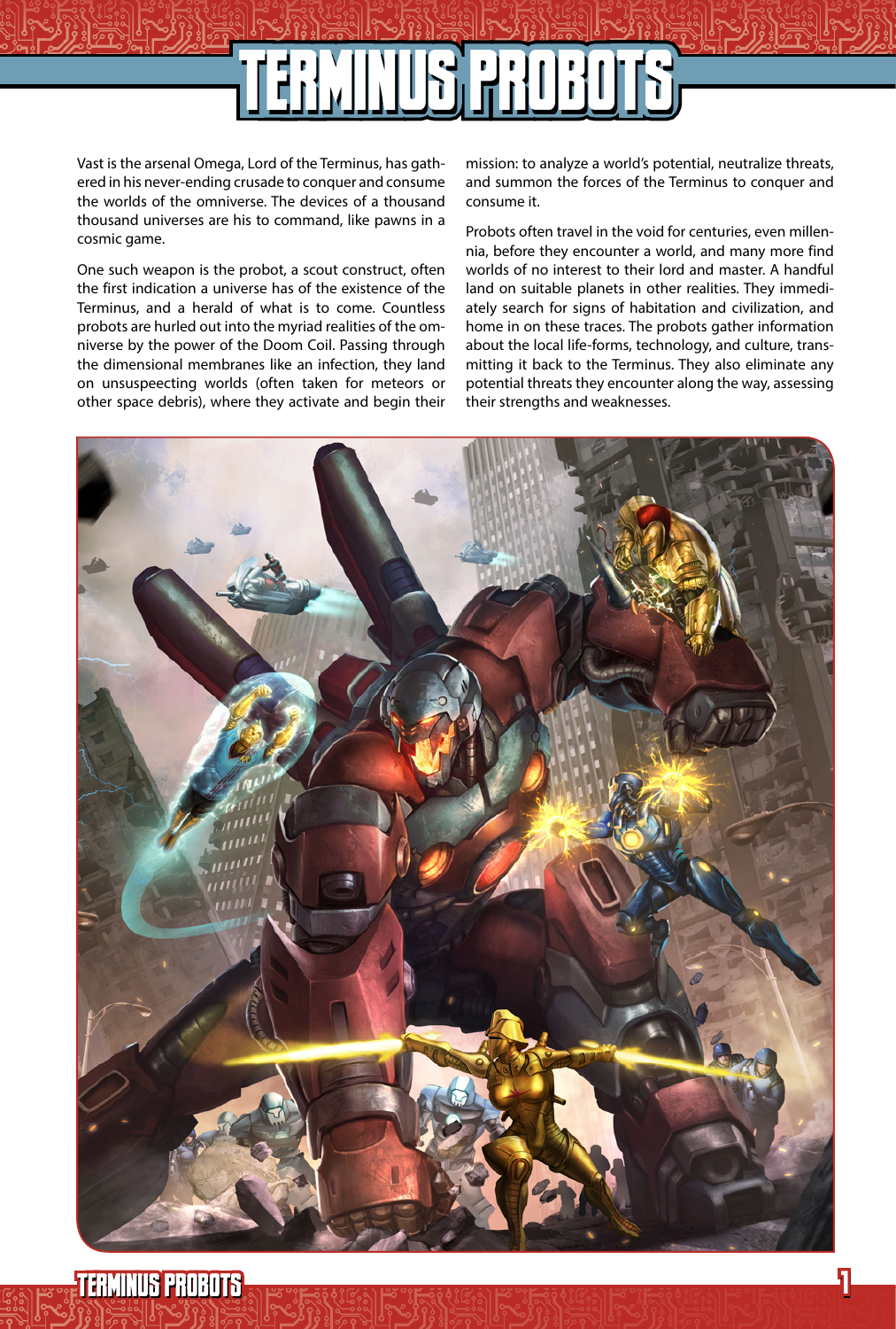# TERMINUS PROBOTS

Vast is the arsenal Omega, Lord of the Terminus, has gathered in his never-ending crusade to conquer and consume the worlds of the omniverse. The devices of a thousand thousand universes are his to command, like pawns in a cosmic game.

One such weapon is the probot, a scout construct, often the first indication a universe has of the existence of the Terminus, and a herald of what is to come. Countless probots are hurled out into the myriad realities of the omniverse by the power of the Doom Coil. Passing through the dimensional membranes like an infection, they land on unsuspecting worlds (often taken for meteors or other space debris), where they activate and begin their mission: to analyze a world's potential, neutralize threats, and summon the forces of the Terminus to conquer and consume it.

Probots often travel in the void for centuries, even millennia, before they encounter a world, and many more find worlds of no interest to their lord and master. A handful land on suitable planets in other realities. They immediately search for signs of habitation and civilization, and home in on these traces. The probots gather information about the local life-forms, technology, and culture, transmitting it back to the Terminus. They also eliminate any potential threats they encounter along the way, assessing their strengths and weaknesses.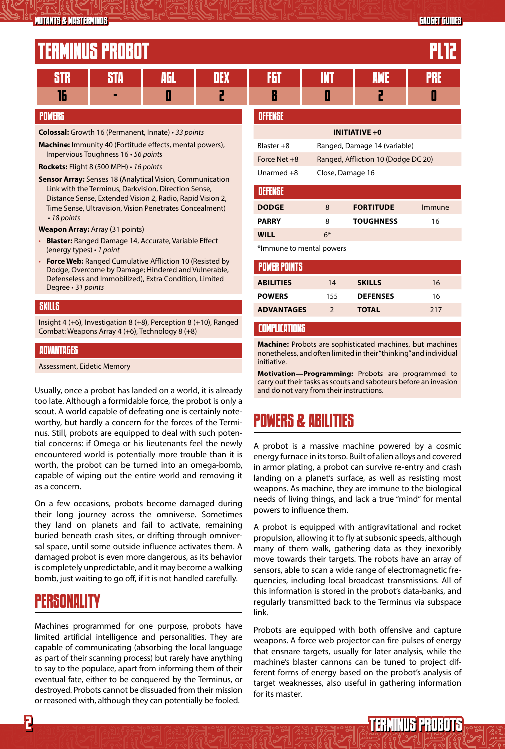# TERMINUS PROBOT — PL12

| STR | STA | AGL | DEX | FGT | INT | AWE | PRE |
|---|---|---|---|---|---|---|---|
| 16 | - | 0 | 2 | 8 | 0 | 2 | 0 |

## POWERS

**Colossal:** Growth 16 (Permanent, Innate) • *33 points*

**Machine:** Immunity 40 (Fortitude effects, mental powers), Impervious Toughness 16 • *56 points*

**Rockets:** Flight 8 (500 MPH) • *16 points*

**Sensor Array:** Senses 18 (Analytical Vision, Communication Link with the Terminus, Darkvision, Direction Sense, Distance Sense, Extended Vision 2, Radio, Rapid Vision 2, Time Sense, Ultravision, Vision Penetrates Concealment) • *18 points*

**Weapon Array:** Array (31 points)

- **Blaster:** Ranged Damage 14, Accurate, Variable Effect (energy types) • *1 point*
- **Force Web:** Ranged Cumulative Affliction 10 (Resisted by Dodge, Overcome by Damage; Hindered and Vulnerable, Defenseless and Immobilized), Extra Condition, Limited Degree • *31 points*

## SKILLS

Insight 4 (+6), Investigation 8 (+8), Perception 8 (+10), Ranged Combat: Weapons Array 4 (+6), Technology 8 (+8)

## ADVANTAGES

Assessment, Eidetic Memory

## OFFENSE

**INITIATIVE +0**

| | |
|---|---|
| Blaster +8 | Ranged, Damage 14 (variable) |
| Force Net +8 | Ranged, Affliction 10 (Dodge DC 20) |
| Unarmed +8 | Close, Damage 16 |

## DEFENSE

| | | | |
|---|---|---|---|
| **DODGE** | 8 | **FORTITUDE** | Immune |
| **PARRY** | 8 | **TOUGHNESS** | 16 |
| **WILL** | 6* | | |

*Immune to mental powers

## POWER POINTS

| | | | |
|---|---|---|---|
| **ABILITIES** | 14 | **SKILLS** | 16 |
| **POWERS** | 155 | **DEFENSES** | 16 |
| **ADVANTAGES** | 2 | **TOTAL** | 217 |

## COMPLICATIONS

**Machine:** Probots are sophisticated machines, but machines nonetheless, and often limited in their "thinking" and individual initiative.

**Motivation—Programming:** Probots are programmed to carry out their tasks as scouts and saboteurs before an invasion and do not vary from their instructions.

Usually, once a probot has landed on a world, it is already too late. Although a formidable force, the probot is only a scout. A world capable of defeating one is certainly noteworthy, but hardly a concern for the forces of the Terminus. Still, probots are equipped to deal with such potential concerns: if Omega or his lieutenants feel the newly encountered world is potentially more trouble than it is worth, the probot can be turned into an omega-bomb, capable of wiping out the entire world and removing it as a concern.

On a few occasions, probots become damaged during their long journey across the omniverse. Sometimes they land on planets and fail to activate, remaining buried beneath crash sites, or drifting through omniversal space, until some outside influence activates them. A damaged probot is even more dangerous, as its behavior is completely unpredictable, and it may become a walking bomb, just waiting to go off, if it is not handled carefully.

## PERSONALITY

Machines programmed for one purpose, probots have limited artificial intelligence and personalities. They are capable of communicating (absorbing the local language as part of their scanning process) but rarely have anything to say to the populace, apart from informing them of their eventual fate, either to be conquered by the Terminus, or destroyed. Probots cannot be dissuaded from their mission or reasoned with, although they can potentially be fooled.

## POWERS & ABILITIES

A probot is a massive machine powered by a cosmic energy furnace in its torso. Built of alien alloys and covered in armor plating, a probot can survive re-entry and crash landing on a planet's surface, as well as resisting most weapons. As machine, they are immune to the biological needs of living things, and lack a true "mind" for mental powers to influence them.

A probot is equipped with antigravitational and rocket propulsion, allowing it to fly at subsonic speeds, although many of them walk, gathering data as they inexoribly move towards their targets. The robots have an array of sensors, able to scan a wide range of electromagnetic frequencies, including local broadcast transmissions. All of this information is stored in the probot's data-banks, and regularly transmitted back to the Terminus via subspace link.

Probots are equipped with both offensive and capture weapons. A force web projector can fire pulses of energy that ensnare targets, usually for later analysis, while the machine's blaster cannons can be tuned to project different forms of energy based on the probot's analysis of target weaknesses, also useful in gathering information for its master.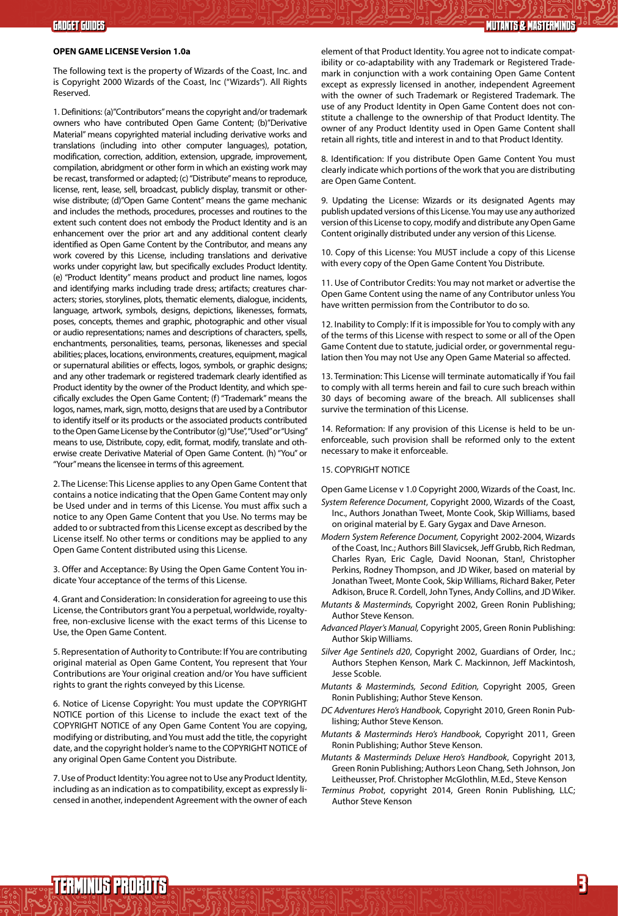**OPEN GAME LICENSE Version 1.0a**

The following text is the property of Wizards of the Coast, Inc. and is Copyright 2000 Wizards of the Coast, Inc ("Wizards"). All Rights Reserved.

1. Definitions: (a)"Contributors" means the copyright and/or trademark owners who have contributed Open Game Content; (b)"Derivative Material" means copyrighted material including derivative works and translations (including into other computer languages), potation, modification, correction, addition, extension, upgrade, improvement, compilation, abridgment or other form in which an existing work may be recast, transformed or adapted; (c) "Distribute" means to reproduce, license, rent, lease, sell, broadcast, publicly display, transmit or otherwise distribute; (d)"Open Game Content" means the game mechanic and includes the methods, procedures, processes and routines to the extent such content does not embody the Product Identity and is an enhancement over the prior art and any additional content clearly identified as Open Game Content by the Contributor, and means any work covered by this License, including translations and derivative works under copyright law, but specifically excludes Product Identity. (e) "Product Identity" means product and product line names, logos and identifying marks including trade dress; artifacts; creatures characters; stories, storylines, plots, thematic elements, dialogue, incidents, language, artwork, symbols, designs, depictions, likenesses, formats, poses, concepts, themes and graphic, photographic and other visual or audio representations; names and descriptions of characters, spells, enchantments, personalities, teams, personas, likenesses and special abilities; places, locations, environments, creatures, equipment, magical or supernatural abilities or effects, logos, symbols, or graphic designs; and any other trademark or registered trademark clearly identified as Product identity by the owner of the Product Identity, and which specifically excludes the Open Game Content; (f) "Trademark" means the logos, names, mark, sign, motto, designs that are used by a Contributor to identify itself or its products or the associated products contributed to the Open Game License by the Contributor (g) "Use", "Used" or "Using" means to use, Distribute, copy, edit, format, modify, translate and otherwise create Derivative Material of Open Game Content. (h) "You" or "Your" means the licensee in terms of this agreement.

2. The License: This License applies to any Open Game Content that contains a notice indicating that the Open Game Content may only be Used under and in terms of this License. You must affix such a notice to any Open Game Content that you Use. No terms may be added to or subtracted from this License except as described by the License itself. No other terms or conditions may be applied to any Open Game Content distributed using this License.

3. Offer and Acceptance: By Using the Open Game Content You indicate Your acceptance of the terms of this License.

4. Grant and Consideration: In consideration for agreeing to use this License, the Contributors grant You a perpetual, worldwide, royalty-free, non-exclusive license with the exact terms of this License to Use, the Open Game Content.

5. Representation of Authority to Contribute: If You are contributing original material as Open Game Content, You represent that Your Contributions are Your original creation and/or You have sufficient rights to grant the rights conveyed by this License.

6. Notice of License Copyright: You must update the COPYRIGHT NOTICE portion of this License to include the exact text of the COPYRIGHT NOTICE of any Open Game Content You are copying, modifying or distributing, and You must add the title, the copyright date, and the copyright holder's name to the COPYRIGHT NOTICE of any original Open Game Content you Distribute.

7. Use of Product Identity: You agree not to Use any Product Identity, including as an indication as to compatibility, except as expressly licensed in another, independent Agreement with the owner of each element of that Product Identity. You agree not to indicate compatibility or co-adaptability with any Trademark or Registered Trademark in conjunction with a work containing Open Game Content except as expressly licensed in another, independent Agreement with the owner of such Trademark or Registered Trademark. The use of any Product Identity in Open Game Content does not constitute a challenge to the ownership of that Product Identity. The owner of any Product Identity used in Open Game Content shall retain all rights, title and interest in and to that Product Identity.

8. Identification: If you distribute Open Game Content You must clearly indicate which portions of the work that you are distributing are Open Game Content.

9. Updating the License: Wizards or its designated Agents may publish updated versions of this License. You may use any authorized version of this License to copy, modify and distribute any Open Game Content originally distributed under any version of this License.

10. Copy of this License: You MUST include a copy of this License with every copy of the Open Game Content You Distribute.

11. Use of Contributor Credits: You may not market or advertise the Open Game Content using the name of any Contributor unless You have written permission from the Contributor to do so.

12. Inability to Comply: If it is impossible for You to comply with any of the terms of this License with respect to some or all of the Open Game Content due to statute, judicial order, or governmental regulation then You may not Use any Open Game Material so affected.

13. Termination: This License will terminate automatically if You fail to comply with all terms herein and fail to cure such breach within 30 days of becoming aware of the breach. All sublicenses shall survive the termination of this License.

14. Reformation: If any provision of this License is held to be unenforceable, such provision shall be reformed only to the extent necessary to make it enforceable.

15. COPYRIGHT NOTICE

Open Game License v 1.0 Copyright 2000, Wizards of the Coast, Inc.

*System Reference Document*, Copyright 2000, Wizards of the Coast, Inc., Authors Jonathan Tweet, Monte Cook, Skip Williams, based on original material by E. Gary Gygax and Dave Arneson.

*Modern System Reference Document,* Copyright 2002-2004, Wizards of the Coast, Inc.; Authors Bill Slavicsek, Jeff Grubb, Rich Redman, Charles Ryan, Eric Cagle, David Noonan, Stan!, Christopher Perkins, Rodney Thompson, and JD Wiker, based on material by Jonathan Tweet, Monte Cook, Skip Williams, Richard Baker, Peter Adkison, Bruce R. Cordell, John Tynes, Andy Collins, and JD Wiker.

*Mutants & Masterminds,* Copyright 2002, Green Ronin Publishing; Author Steve Kenson.

*Advanced Player's Manual,* Copyright 2005, Green Ronin Publishing: Author Skip Williams.

*Silver Age Sentinels d20*, Copyright 2002, Guardians of Order, Inc.; Authors Stephen Kenson, Mark C. Mackinnon, Jeff Mackintosh, Jesse Scoble.

*Mutants & Masterminds, Second Edition,* Copyright 2005, Green Ronin Publishing; Author Steve Kenson.

*DC Adventures Hero's Handbook,* Copyright 2010, Green Ronin Publishing; Author Steve Kenson.

*Mutants & Masterminds Hero's Handbook,* Copyright 2011, Green Ronin Publishing; Author Steve Kenson.

*Mutants & Masterminds Deluxe Hero's Handbook*, Copyright 2013, Green Ronin Publishing; Authors Leon Chang, Seth Johnson, Jon Leitheusser, Prof. Christopher McGlothlin, M.Ed., Steve Kenson

*Terminus Probot*, copyright 2014, Green Ronin Publishing, LLC; Author Steve Kenson